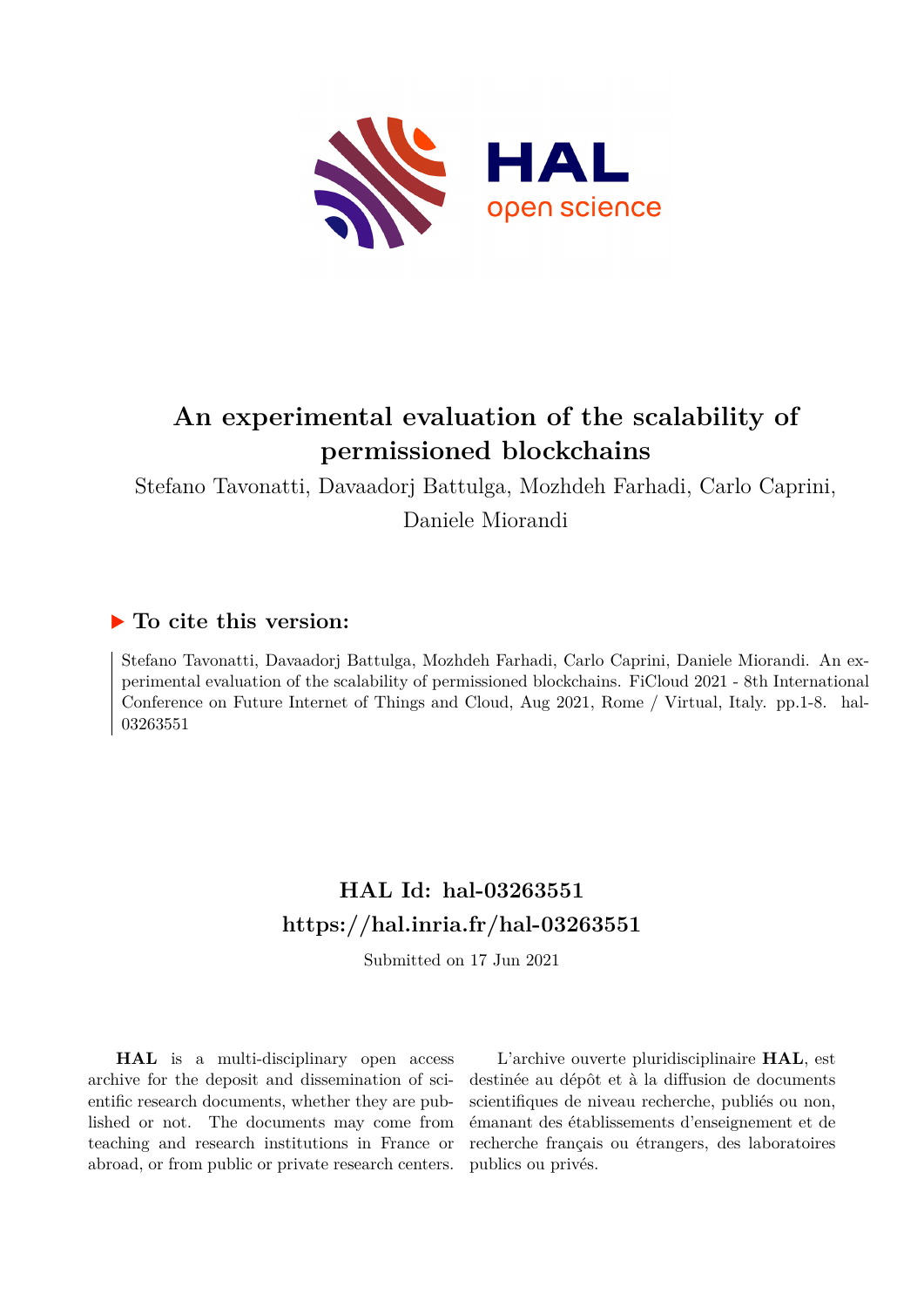# An experimental evaluation of the scalability of permissioned blockchains

Stefano Tavonatti, Davaadorj Battulga, Mozhdeh Farhadi, Carlo Caprini, Daniele Miorandi

## ▶ To cite this version:

Stefano Tavonatti, Davaadorj Battulga, Mozhdeh Farhadi, Carlo Caprini, Daniele Miorandi. An experimental evaluation of the scalability of permissioned blockchains. FiCloud 2021 - 8th International Conference on Future Internet of Things and Cloud, Aug 2021, Rome / Virtual, Italy. pp.1-8. hal-03263551

## HAL Id: hal-03263551
## https://hal.inria.fr/hal-03263551

Submitted on 17 Jun 2021

**HAL** is a multi-disciplinary open access archive for the deposit and dissemination of scientific research documents, whether they are published or not. The documents may come from teaching and research institutions in France or abroad, or from public or private research centers.

L'archive ouverte pluridisciplinaire **HAL**, est destinée au dépôt et à la diffusion de documents scientifiques de niveau recherche, publiés ou non, émanant des établissements d'enseignement et de recherche français ou étrangers, des laboratoires publics ou privés.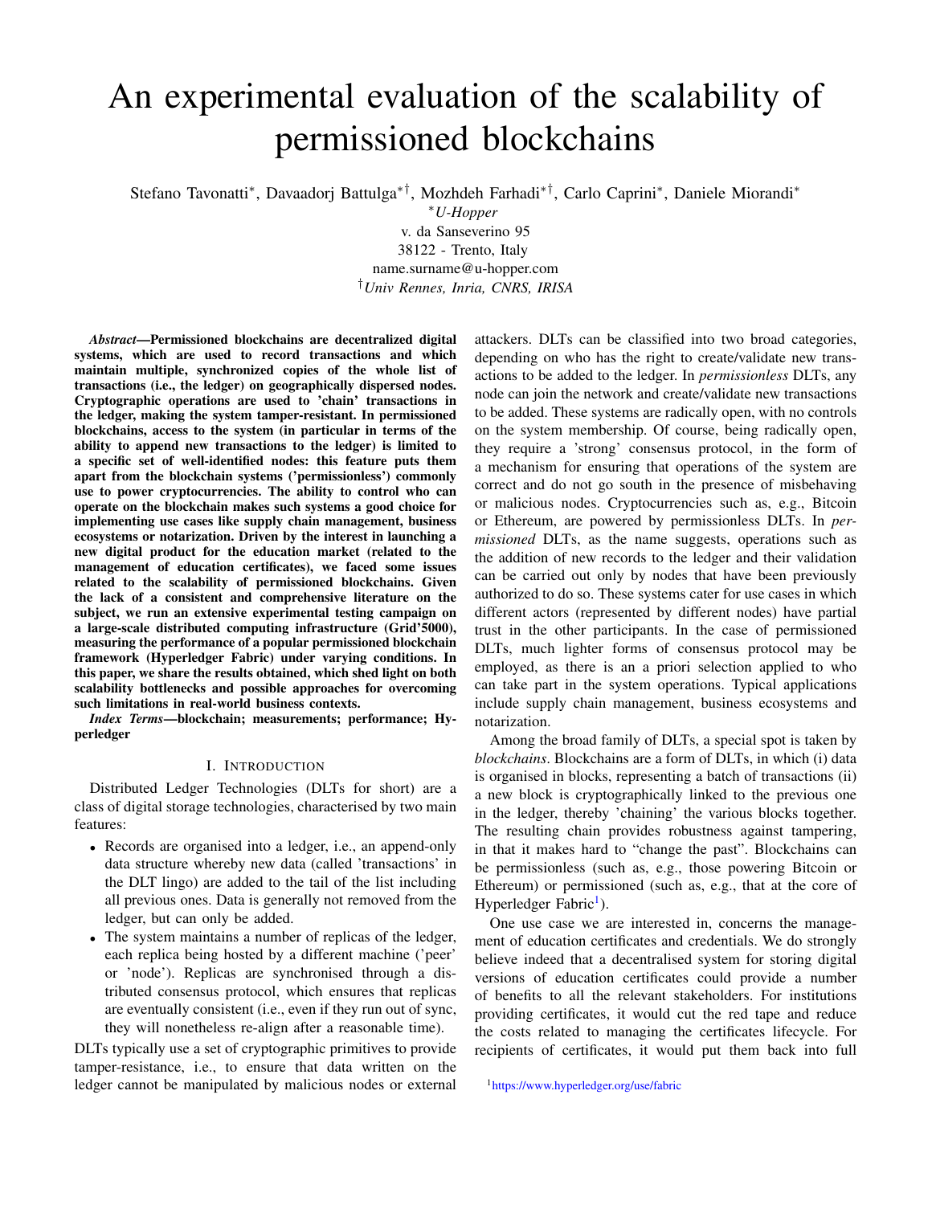# An experimental evaluation of the scalability of permissioned blockchains

Stefano Tavonatti[*], Davaadorj Battulga[*†], Mozhdeh Farhadi[*†], Carlo Caprini[*], Daniele Miorandi[*]

[*]*U-Hopper*
v. da Sanseverino 95
38122 - Trento, Italy
name.surname@u-hopper.com
[†]*Univ Rennes, Inria, CNRS, IRISA*

***Abstract*—Permissioned blockchains are decentralized digital systems, which are used to record transactions and which maintain multiple, synchronized copies of the whole list of transactions (i.e., the ledger) on geographically dispersed nodes. Cryptographic operations are used to 'chain' transactions in the ledger, making the system tamper-resistant. In permissioned blockchains, access to the system (in particular in terms of the ability to append new transactions to the ledger) is limited to a specific set of well-identified nodes: this feature puts them apart from the blockchain systems ('permissionless') commonly use to power cryptocurrencies. The ability to control who can operate on the blockchain makes such systems a good choice for implementing use cases like supply chain management, business ecosystems or notarization. Driven by the interest in launching a new digital product for the education market (related to the management of education certificates), we faced some issues related to the scalability of permissioned blockchains. Given the lack of a consistent and comprehensive literature on the subject, we run an extensive experimental testing campaign on a large-scale distributed computing infrastructure (Grid'5000), measuring the performance of a popular permissioned blockchain framework (Hyperledger Fabric) under varying conditions. In this paper, we share the results obtained, which shed light on both scalability bottlenecks and possible approaches for overcoming such limitations in real-world business contexts.**

***Index Terms*—blockchain; measurements; performance; Hyperledger**

## I. Introduction

Distributed Ledger Technologies (DLTs for short) are a class of digital storage technologies, characterised by two main features:

- Records are organised into a ledger, i.e., an append-only data structure whereby new data (called 'transactions' in the DLT lingo) are added to the tail of the list including all previous ones. Data is generally not removed from the ledger, but can only be added.
- The system maintains a number of replicas of the ledger, each replica being hosted by a different machine ('peer' or 'node'). Replicas are synchronised through a distributed consensus protocol, which ensures that replicas are eventually consistent (i.e., even if they run out of sync, they will nonetheless re-align after a reasonable time).

DLTs typically use a set of cryptographic primitives to provide tamper-resistance, i.e., to ensure that data written on the ledger cannot be manipulated by malicious nodes or external attackers. DLTs can be classified into two broad categories, depending on who has the right to create/validate new transactions to be added to the ledger. In *permissionless* DLTs, any node can join the network and create/validate new transactions to be added. These systems are radically open, with no controls on the system membership. Of course, being radically open, they require a 'strong' consensus protocol, in the form of a mechanism for ensuring that operations of the system are correct and do not go south in the presence of misbehaving or malicious nodes. Cryptocurrencies such as, e.g., Bitcoin or Ethereum, are powered by permissionless DLTs. In *permissioned* DLTs, as the name suggests, operations such as the addition of new records to the ledger and their validation can be carried out only by nodes that have been previously authorized to do so. These systems cater for use cases in which different actors (represented by different nodes) have partial trust in the other participants. In the case of permissioned DLTs, much lighter forms of consensus protocol may be employed, as there is an a priori selection applied to who can take part in the system operations. Typical applications include supply chain management, business ecosystems and notarization.

Among the broad family of DLTs, a special spot is taken by *blockchains*. Blockchains are a form of DLTs, in which (i) data is organised in blocks, representing a batch of transactions (ii) a new block is cryptographically linked to the previous one in the ledger, thereby 'chaining' the various blocks together. The resulting chain provides robustness against tampering, in that it makes hard to "change the past". Blockchains can be permissionless (such as, e.g., those powering Bitcoin or Ethereum) or permissioned (such as, e.g., that at the core of Hyperledger Fabric[1]).

One use case we are interested in, concerns the management of education certificates and credentials. We do strongly believe indeed that a decentralised system for storing digital versions of education certificates could provide a number of benefits to all the relevant stakeholders. For institutions providing certificates, it would cut the red tape and reduce the costs related to managing the certificates lifecycle. For recipients of certificates, it would put them back into full

[1] https://www.hyperledger.org/use/fabric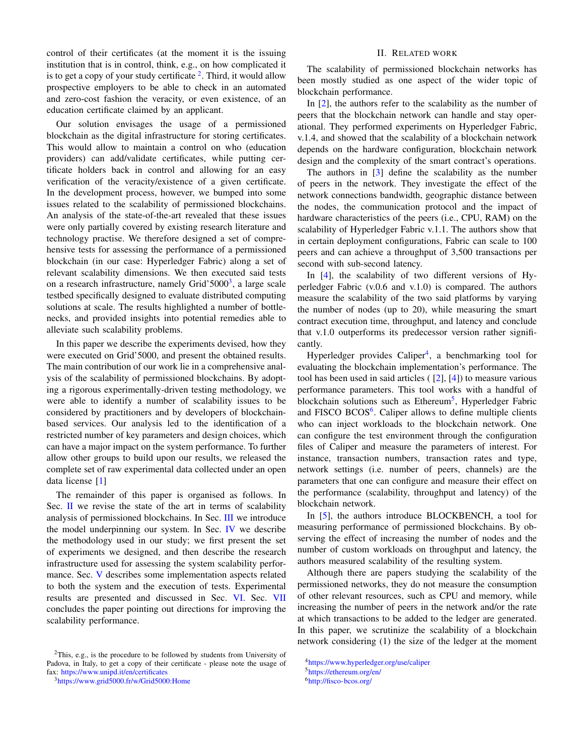control of their certificates (at the moment it is the issuing institution that is in control, think, e.g., on how complicated it is to get a copy of your study certificate [2]. Third, it would allow prospective employers to be able to check in an automated and zero-cost fashion the veracity, or even existence, of an education certificate claimed by an applicant.

Our solution envisages the usage of a permissioned blockchain as the digital infrastructure for storing certificates. This would allow to maintain a control on who (education providers) can add/validate certificates, while putting certificate holders back in control and allowing for an easy verification of the veracity/existence of a given certificate. In the development process, however, we bumped into some issues related to the scalability of permissioned blockchains. An analysis of the state-of-the-art revealed that these issues were only partially covered by existing research literature and technology practise. We therefore designed a set of comprehensive tests for assessing the performance of a permissioned blockchain (in our case: Hyperledger Fabric) along a set of relevant scalability dimensions. We then executed said tests on a research infrastructure, namely Grid'5000[3], a large scale testbed specifically designed to evaluate distributed computing solutions at scale. The results highlighted a number of bottlenecks, and provided insights into potential remedies able to alleviate such scalability problems.

In this paper we describe the experiments devised, how they were executed on Grid'5000, and present the obtained results. The main contribution of our work lie in a comprehensive analysis of the scalability of permissioned blockchains. By adopting a rigorous experimentally-driven testing methodology, we were able to identify a number of scalability issues to be considered by practitioners and by developers of blockchain-based services. Our analysis led to the identification of a restricted number of key parameters and design choices, which can have a major impact on the system performance. To further allow other groups to build upon our results, we released the complete set of raw experimental data collected under an open data license [1]

The remainder of this paper is organised as follows. In Sec. II we revise the state of the art in terms of scalability analysis of permissioned blockchains. In Sec. III we introduce the model underpinning our system. In Sec. IV we describe the methodology used in our study; we first present the set of experiments we designed, and then describe the research infrastructure used for assessing the system scalability performance. Sec. V describes some implementation aspects related to both the system and the execution of tests. Experimental results are presented and discussed in Sec. VI. Sec. VII concludes the paper pointing out directions for improving the scalability performance.

[2]This, e.g., is the procedure to be followed by students from University of Padova, in Italy, to get a copy of their certificate - please note the usage of fax: https://www.unipd.it/en/certificates

[3]https://www.grid5000.fr/w/Grid5000:Home

## II. Related work

The scalability of permissioned blockchain networks has been mostly studied as one aspect of the wider topic of blockchain performance.

In [2], the authors refer to the scalability as the number of peers that the blockchain network can handle and stay operational. They performed experiments on Hyperledger Fabric, v.1.4, and showed that the scalability of a blockchain network depends on the hardware configuration, blockchain network design and the complexity of the smart contract's operations.

The authors in [3] define the scalability as the number of peers in the network. They investigate the effect of the network connections bandwidth, geographic distance between the nodes, the communication protocol and the impact of hardware characteristics of the peers (i.e., CPU, RAM) on the scalability of Hyperledger Fabric v.1.1. The authors show that in certain deployment configurations, Fabric can scale to 100 peers and can achieve a throughput of 3,500 transactions per second with sub-second latency.

In [4], the scalability of two different versions of Hyperledger Fabric (v.0.6 and v.1.0) is compared. The authors measure the scalability of the two said platforms by varying the number of nodes (up to 20), while measuring the smart contract execution time, throughput, and latency and conclude that v.1.0 outperforms its predecessor version rather significantly.

Hyperledger provides Caliper[4], a benchmarking tool for evaluating the blockchain implementation's performance. The tool has been used in said articles ( [2], [4]) to measure various performance parameters. This tool works with a handful of blockchain solutions such as Ethereum[5], Hyperledger Fabric and FISCO BCOS[6]. Caliper allows to define multiple clients who can inject workloads to the blockchain network. One can configure the test environment through the configuration files of Caliper and measure the parameters of interest. For instance, transaction numbers, transaction rates and type, network settings (i.e. number of peers, channels) are the parameters that one can configure and measure their effect on the performance (scalability, throughput and latency) of the blockchain network.

In [5], the authors introduce BLOCKBENCH, a tool for measuring performance of permissioned blockchains. By observing the effect of increasing the number of nodes and the number of custom workloads on throughput and latency, the authors measured scalability of the resulting system.

Although there are papers studying the scalability of the permissioned networks, they do not measure the consumption of other relevant resources, such as CPU and memory, while increasing the number of peers in the network and/or the rate at which transactions to be added to the ledger are generated. In this paper, we scrutinize the scalability of a blockchain network considering (1) the size of the ledger at the moment

[4]https://www.hyperledger.org/use/caliper

[5]https://ethereum.org/en/

[6]http://fisco-bcos.org/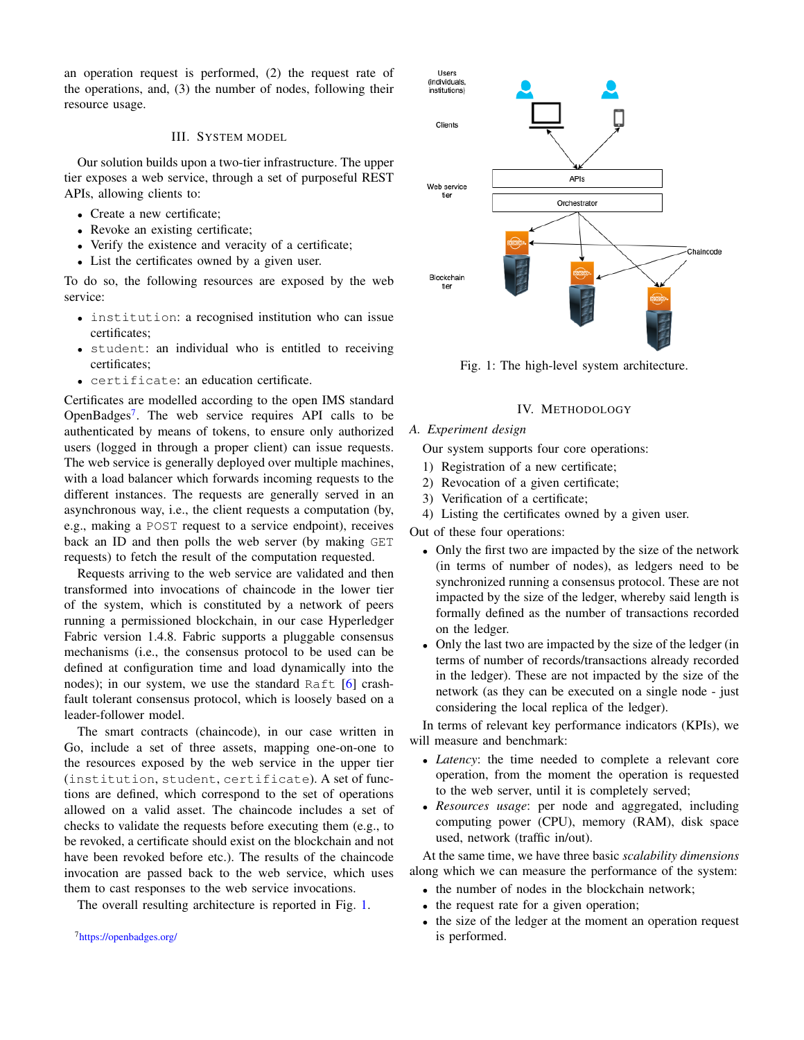an operation request is performed, (2) the request rate of the operations, and, (3) the number of nodes, following their resource usage.

## III. System model

Our solution builds upon a two-tier infrastructure. The upper tier exposes a web service, through a set of purposeful REST APIs, allowing clients to:

- Create a new certificate;
- Revoke an existing certificate;
- Verify the existence and veracity of a certificate;
- List the certificates owned by a given user.

To do so, the following resources are exposed by the web service:

- `institution`: a recognised institution who can issue certificates;
- `student`: an individual who is entitled to receiving certificates;
- `certificate`: an education certificate.

Certificates are modelled according to the open IMS standard OpenBadges[7]. The web service requires API calls to be authenticated by means of tokens, to ensure only authorized users (logged in through a proper client) can issue requests. The web service is generally deployed over multiple machines, with a load balancer which forwards incoming requests to the different instances. The requests are generally served in an asynchronous way, i.e., the client requests a computation (by, e.g., making a `POST` request to a service endpoint), receives back an ID and then polls the web server (by making `GET` requests) to fetch the result of the computation requested.

Requests arriving to the web service are validated and then transformed into invocations of chaincode in the lower tier of the system, which is constituted by a network of peers running a permissioned blockchain, in our case Hyperledger Fabric version 1.4.8. Fabric supports a pluggable consensus mechanisms (i.e., the consensus protocol to be used can be defined at configuration time and load dynamically into the nodes); in our system, we use the standard `Raft` [6] crash-fault tolerant consensus protocol, which is loosely based on a leader-follower model.

The smart contracts (chaincode), in our case written in Go, include a set of three assets, mapping one-on-one to the resources exposed by the web service in the upper tier (`institution`, `student`, `certificate`). A set of functions are defined, which correspond to the set of operations allowed on a valid asset. The chaincode includes a set of checks to validate the requests before executing them (e.g., to be revoked, a certificate should exist on the blockchain and not have been revoked before etc.). The results of the chaincode invocation are passed back to the web service, which uses them to cast responses to the web service invocations.

The overall resulting architecture is reported in Fig. 1.

[7]https://openbadges.org/

Fig. 1: The high-level system architecture.

## IV. Methodology

### A. Experiment design

Our system supports four core operations:

1) Registration of a new certificate;
2) Revocation of a given certificate;
3) Verification of a certificate;
4) Listing the certificates owned by a given user.

Out of these four operations:

- Only the first two are impacted by the size of the network (in terms of number of nodes), as ledgers need to be synchronized running a consensus protocol. These are not impacted by the size of the ledger, whereby said length is formally defined as the number of transactions recorded on the ledger.
- Only the last two are impacted by the size of the ledger (in terms of number of records/transactions already recorded in the ledger). These are not impacted by the size of the network (as they can be executed on a single node - just considering the local replica of the ledger).

In terms of relevant key performance indicators (KPIs), we will measure and benchmark:

- *Latency*: the time needed to complete a relevant core operation, from the moment the operation is requested to the web server, until it is completely served;
- *Resources usage*: per node and aggregated, including computing power (CPU), memory (RAM), disk space used, network (traffic in/out).

At the same time, we have three basic *scalability dimensions* along which we can measure the performance of the system:

- the number of nodes in the blockchain network;
- the request rate for a given operation;
- the size of the ledger at the moment an operation request is performed.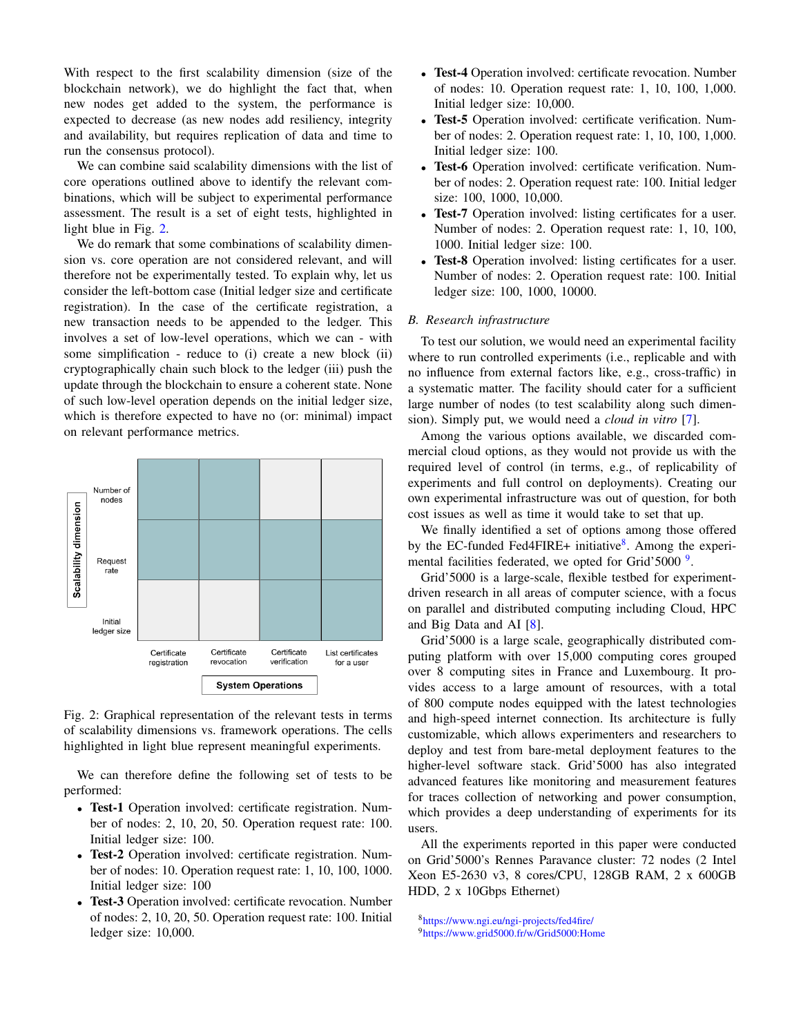With respect to the first scalability dimension (size of the blockchain network), we do highlight the fact that, when new nodes get added to the system, the performance is expected to decrease (as new nodes add resiliency, integrity and availability, but requires replication of data and time to run the consensus protocol).

We can combine said scalability dimensions with the list of core operations outlined above to identify the relevant combinations, which will be subject to experimental performance assessment. The result is a set of eight tests, highlighted in light blue in Fig. 2.

We do remark that some combinations of scalability dimension vs. core operation are not considered relevant, and will therefore not be experimentally tested. To explain why, let us consider the left-bottom case (Initial ledger size and certificate registration). In the case of the certificate registration, a new transaction needs to be appended to the ledger. This involves a set of low-level operations, which we can - with some simplification - reduce to (i) create a new block (ii) cryptographically chain such block to the ledger (iii) push the update through the blockchain to ensure a coherent state. None of such low-level operation depends on the initial ledger size, which is therefore expected to have no (or: minimal) impact on relevant performance metrics.

| Scalability dimension | Certificate registration | Certificate revocation | Certificate verification | List certificates for a user |
|---|---|---|---|---|
| Number of nodes | ■ | ■ | | |
| Request rate | ■ | ■ | ■ | ■ |
| Initial ledger size | | | ■ | ■ |

Fig. 2: Graphical representation of the relevant tests in terms of scalability dimensions vs. framework operations. The cells highlighted in light blue represent meaningful experiments.

We can therefore define the following set of tests to be performed:

- **Test-1** Operation involved: certificate registration. Number of nodes: 2, 10, 20, 50. Operation request rate: 100. Initial ledger size: 100.
- **Test-2** Operation involved: certificate registration. Number of nodes: 10. Operation request rate: 1, 10, 100, 1000. Initial ledger size: 100
- **Test-3** Operation involved: certificate revocation. Number of nodes: 2, 10, 20, 50. Operation request rate: 100. Initial ledger size: 10,000.
- **Test-4** Operation involved: certificate revocation. Number of nodes: 10. Operation request rate: 1, 10, 100, 1,000. Initial ledger size: 10,000.
- **Test-5** Operation involved: certificate verification. Number of nodes: 2. Operation request rate: 1, 10, 100, 1,000. Initial ledger size: 100.
- **Test-6** Operation involved: certificate verification. Number of nodes: 2. Operation request rate: 100. Initial ledger size: 100, 1000, 10,000.
- **Test-7** Operation involved: listing certificates for a user. Number of nodes: 2. Operation request rate: 1, 10, 100, 1000. Initial ledger size: 100.
- **Test-8** Operation involved: listing certificates for a user. Number of nodes: 2. Operation request rate: 100. Initial ledger size: 100, 1000, 10000.

### B. Research infrastructure

To test our solution, we would need an experimental facility where to run controlled experiments (i.e., replicable and with no influence from external factors like, e.g., cross-traffic) in a systematic matter. The facility should cater for a sufficient large number of nodes (to test scalability along such dimension). Simply put, we would need a *cloud in vitro* [7].

Among the various options available, we discarded commercial cloud options, as they would not provide us with the required level of control (in terms, e.g., of replicability of experiments and full control on deployments). Creating our own experimental infrastructure was out of question, for both cost issues as well as time it would take to set that up.

We finally identified a set of options among those offered by the EC-funded Fed4FIRE+ initiative[8]. Among the experimental facilities federated, we opted for Grid'5000 [9].

Grid'5000 is a large-scale, flexible testbed for experiment-driven research in all areas of computer science, with a focus on parallel and distributed computing including Cloud, HPC and Big Data and AI [8].

Grid'5000 is a large scale, geographically distributed computing platform with over 15,000 computing cores grouped over 8 computing sites in France and Luxembourg. It provides access to a large amount of resources, with a total of 800 compute nodes equipped with the latest technologies and high-speed internet connection. Its architecture is fully customizable, which allows experimenters and researchers to deploy and test from bare-metal deployment features to the higher-level software stack. Grid'5000 has also integrated advanced features like monitoring and measurement features for traces collection of networking and power consumption, which provides a deep understanding of experiments for its users.

All the experiments reported in this paper were conducted on Grid'5000's Rennes Paravance cluster: 72 nodes (2 Intel Xeon E5-2630 v3, 8 cores/CPU, 128GB RAM, 2 x 600GB HDD, 2 x 10Gbps Ethernet)

[8]https://www.ngi.eu/ngi-projects/fed4fire/
[9]https://www.grid5000.fr/w/Grid5000:Home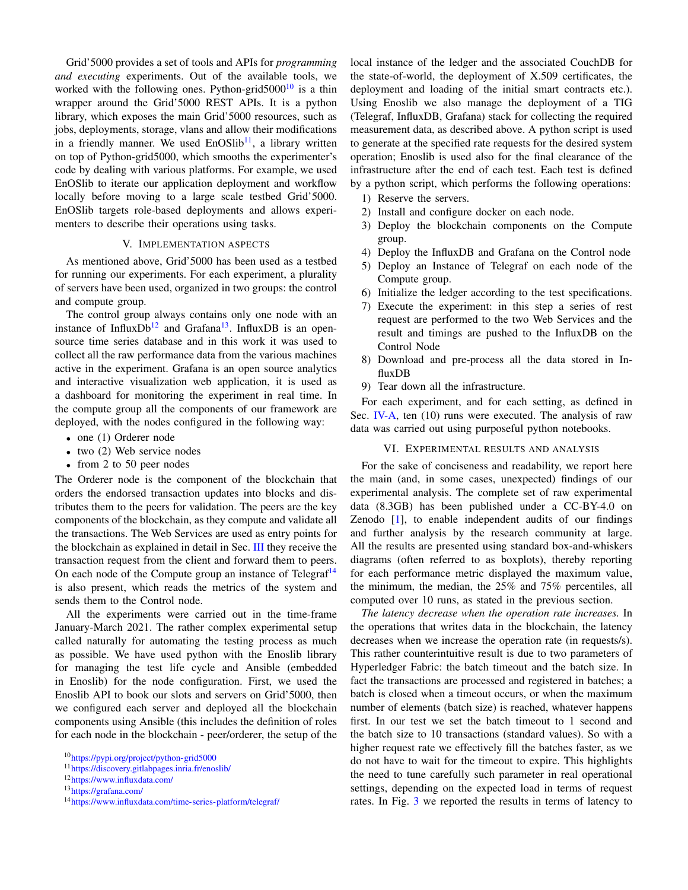Grid'5000 provides a set of tools and APIs for *programming and executing* experiments. Out of the available tools, we worked with the following ones. Python-grid5000[10] is a thin wrapper around the Grid'5000 REST APIs. It is a python library, which exposes the main Grid'5000 resources, such as jobs, deployments, storage, vlans and allow their modifications in a friendly manner. We used EnOSlib[11], a library written on top of Python-grid5000, which smooths the experimenter's code by dealing with various platforms. For example, we used EnOSlib to iterate our application deployment and workflow locally before moving to a large scale testbed Grid'5000. EnOSlib targets role-based deployments and allows experimenters to describe their operations using tasks.

## V. Implementation aspects

As mentioned above, Grid'5000 has been used as a testbed for running our experiments. For each experiment, a plurality of servers have been used, organized in two groups: the control and compute group.

The control group always contains only one node with an instance of InfluxDb[12] and Grafana[13]. InfluxDB is an open-source time series database and in this work it was used to collect all the raw performance data from the various machines active in the experiment. Grafana is an open source analytics and interactive visualization web application, it is used as a dashboard for monitoring the experiment in real time. In the compute group all the components of our framework are deployed, with the nodes configured in the following way:

- one (1) Orderer node
- two (2) Web service nodes
- from 2 to 50 peer nodes

The Orderer node is the component of the blockchain that orders the endorsed transaction updates into blocks and distributes them to the peers for validation. The peers are the key components of the blockchain, as they compute and validate all the transactions. The Web Services are used as entry points for the blockchain as explained in detail in Sec. III they receive the transaction request from the client and forward them to peers. On each node of the Compute group an instance of Telegraf[14] is also present, which reads the metrics of the system and sends them to the Control node.

All the experiments were carried out in the time-frame January-March 2021. The rather complex experimental setup called naturally for automating the testing process as much as possible. We have used python with the Enoslib library for managing the test life cycle and Ansible (embedded in Enoslib) for the node configuration. First, we used the Enoslib API to book our slots and servers on Grid'5000, then we configured each server and deployed all the blockchain components using Ansible (this includes the definition of roles for each node in the blockchain - peer/orderer, the setup of the local instance of the ledger and the associated CouchDB for the state-of-world, the deployment of X.509 certificates, the deployment and loading of the initial smart contracts etc.). Using Enoslib we also manage the deployment of a TIG (Telegraf, InfluxDB, Grafana) stack for collecting the required measurement data, as described above. A python script is used to generate at the specified rate requests for the desired system operation; Enoslib is used also for the final clearance of the infrastructure after the end of each test. Each test is defined by a python script, which performs the following operations:

1) Reserve the servers.
2) Install and configure docker on each node.
3) Deploy the blockchain components on the Compute group.
4) Deploy the InfluxDB and Grafana on the Control node
5) Deploy an Instance of Telegraf on each node of the Compute group.
6) Initialize the ledger according to the test specifications.
7) Execute the experiment: in this step a series of rest request are performed to the two Web Services and the result and timings are pushed to the InfluxDB on the Control Node
8) Download and pre-process all the data stored in InfluxDB
9) Tear down all the infrastructure.

For each experiment, and for each setting, as defined in Sec. IV-A, ten (10) runs were executed. The analysis of raw data was carried out using purposeful python notebooks.

## VI. Experimental results and analysis

For the sake of conciseness and readability, we report here the main (and, in some cases, unexpected) findings of our experimental analysis. The complete set of raw experimental data (8.3GB) has been published under a CC-BY-4.0 on Zenodo [1], to enable independent audits of our findings and further analysis by the research community at large. All the results are presented using standard box-and-whiskers diagrams (often referred to as boxplots), thereby reporting for each performance metric displayed the maximum value, the minimum, the median, the 25% and 75% percentiles, all computed over 10 runs, as stated in the previous section.

*The latency decrease when the operation rate increases.* In the operations that writes data in the blockchain, the latency decreases when we increase the operation rate (in requests/s). This rather counterintuitive result is due to two parameters of Hyperledger Fabric: the batch timeout and the batch size. In fact the transactions are processed and registered in batches; a batch is closed when a timeout occurs, or when the maximum number of elements (batch size) is reached, whatever happens first. In our test we set the batch timeout to 1 second and the batch size to 10 transactions (standard values). So with a higher request rate we effectively fill the batches faster, as we do not have to wait for the timeout to expire. This highlights the need to tune carefully such parameter in real operational settings, depending on the expected load in terms of request rates. In Fig. 3 we reported the results in terms of latency to

[10] https://pypi.org/project/python-grid5000
[11] https://discovery.gitlabpages.inria.fr/enoslib/
[12] https://www.influxdata.com/
[13] https://grafana.com/
[14] https://www.influxdata.com/time-series-platform/telegraf/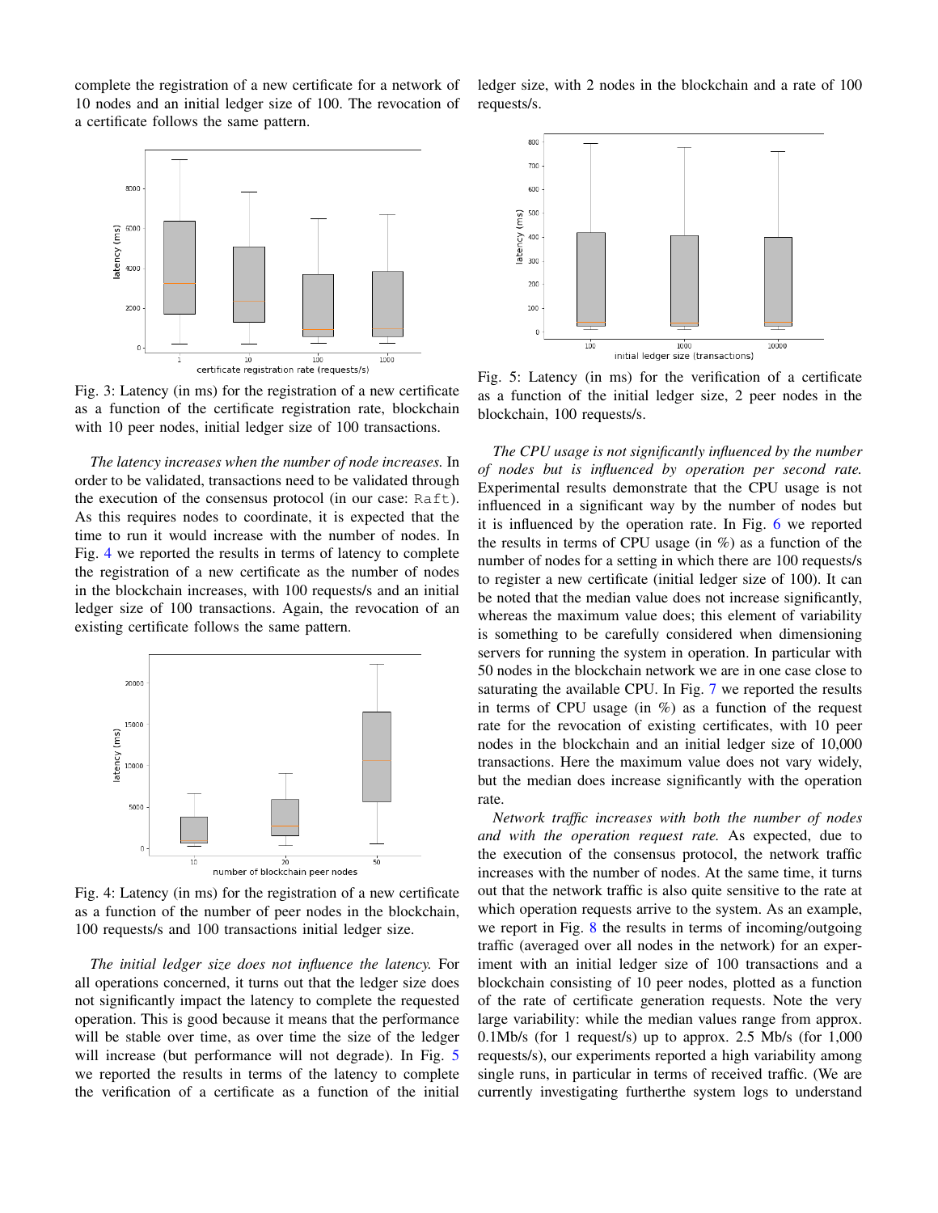complete the registration of a new certificate for a network of 10 nodes and an initial ledger size of 100. The revocation of a certificate follows the same pattern.

Fig. 3: Latency (in ms) for the registration of a new certificate as a function of the certificate registration rate, blockchain with 10 peer nodes, initial ledger size of 100 transactions.

*The latency increases when the number of node increases.* In order to be validated, transactions need to be validated through the execution of the consensus protocol (in our case: `Raft`). As this requires nodes to coordinate, it is expected that the time to run it would increase with the number of nodes. In Fig. 4 we reported the results in terms of latency to complete the registration of a new certificate as the number of nodes in the blockchain increases, with 100 requests/s and an initial ledger size of 100 transactions. Again, the revocation of an existing certificate follows the same pattern.

Fig. 4: Latency (in ms) for the registration of a new certificate as a function of the number of peer nodes in the blockchain, 100 requests/s and 100 transactions initial ledger size.

*The initial ledger size does not influence the latency.* For all operations concerned, it turns out that the ledger size does not significantly impact the latency to complete the requested operation. This is good because it means that the performance will be stable over time, as over time the size of the ledger will increase (but performance will not degrade). In Fig. 5 we reported the results in terms of the latency to complete the verification of a certificate as a function of the initial ledger size, with 2 nodes in the blockchain and a rate of 100 requests/s.

Fig. 5: Latency (in ms) for the verification of a certificate as a function of the initial ledger size, 2 peer nodes in the blockchain, 100 requests/s.

*The CPU usage is not significantly influenced by the number of nodes but is influenced by operation per second rate.* Experimental results demonstrate that the CPU usage is not influenced in a significant way by the number of nodes but it is influenced by the operation rate. In Fig. 6 we reported the results in terms of CPU usage (in %) as a function of the number of nodes for a setting in which there are 100 requests/s to register a new certificate (initial ledger size of 100). It can be noted that the median value does not increase significantly, whereas the maximum value does; this element of variability is something to be carefully considered when dimensioning servers for running the system in operation. In particular with 50 nodes in the blockchain network we are in one case close to saturating the available CPU. In Fig. 7 we reported the results in terms of CPU usage (in %) as a function of the request rate for the revocation of existing certificates, with 10 peer nodes in the blockchain and an initial ledger size of 10,000 transactions. Here the maximum value does not vary widely, but the median does increase significantly with the operation rate.

*Network traffic increases with both the number of nodes and with the operation request rate.* As expected, due to the execution of the consensus protocol, the network traffic increases with the number of nodes. At the same time, it turns out that the network traffic is also quite sensitive to the rate at which operation requests arrive to the system. As an example, we report in Fig. 8 the results in terms of incoming/outgoing traffic (averaged over all nodes in the network) for an experiment with an initial ledger size of 100 transactions and a blockchain consisting of 10 peer nodes, plotted as a function of the rate of certificate generation requests. Note the very large variability: while the median values range from approx. 0.1Mb/s (for 1 request/s) up to approx. 2.5 Mb/s (for 1,000 requests/s), our experiments reported a high variability among single runs, in particular in terms of received traffic. (We are currently investigating furtherthe system logs to understand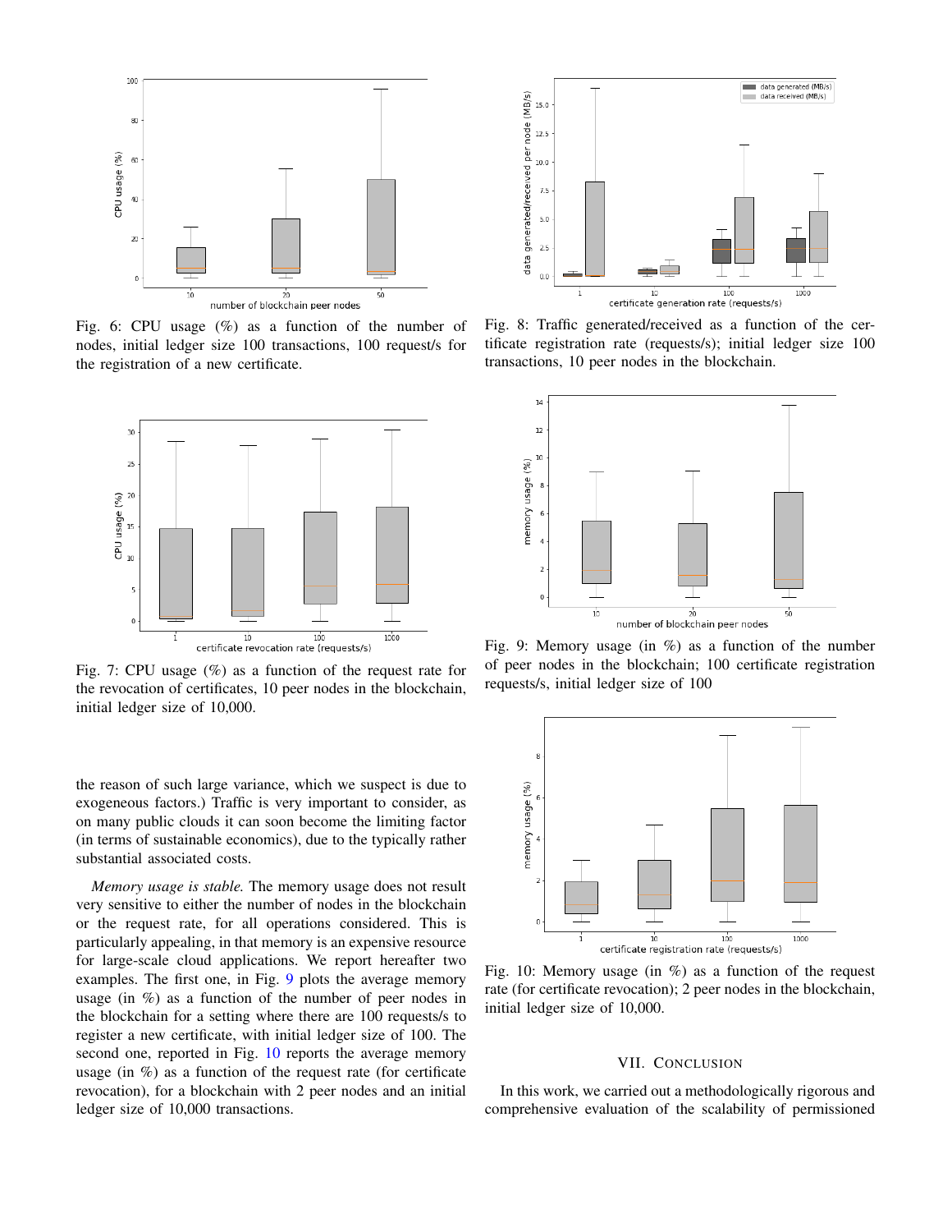Fig. 6: CPU usage (%) as a function of the number of nodes, initial ledger size 100 transactions, 100 request/s for the registration of a new certificate.

Fig. 8: Traffic generated/received as a function of the certificate registration rate (requests/s); initial ledger size 100 transactions, 10 peer nodes in the blockchain.

Fig. 7: CPU usage (%) as a function of the request rate for the revocation of certificates, 10 peer nodes in the blockchain, initial ledger size of 10,000.

Fig. 9: Memory usage (in %) as a function of the number of peer nodes in the blockchain; 100 certificate registration requests/s, initial ledger size of 100

the reason of such large variance, which we suspect is due to exogeneous factors.) Traffic is very important to consider, as on many public clouds it can soon become the limiting factor (in terms of sustainable economics), due to the typically rather substantial associated costs.

*Memory usage is stable.* The memory usage does not result very sensitive to either the number of nodes in the blockchain or the request rate, for all operations considered. This is particularly appealing, in that memory is an expensive resource for large-scale cloud applications. We report hereafter two examples. The first one, in Fig. 9 plots the average memory usage (in %) as a function of the number of peer nodes in the blockchain for a setting where there are 100 requests/s to register a new certificate, with initial ledger size of 100. The second one, reported in Fig. 10 reports the average memory usage (in %) as a function of the request rate (for certificate revocation), for a blockchain with 2 peer nodes and an initial ledger size of 10,000 transactions.

Fig. 10: Memory usage (in %) as a function of the request rate (for certificate revocation); 2 peer nodes in the blockchain, initial ledger size of 10,000.

## VII. CONCLUSION

In this work, we carried out a methodologically rigorous and comprehensive evaluation of the scalability of permissioned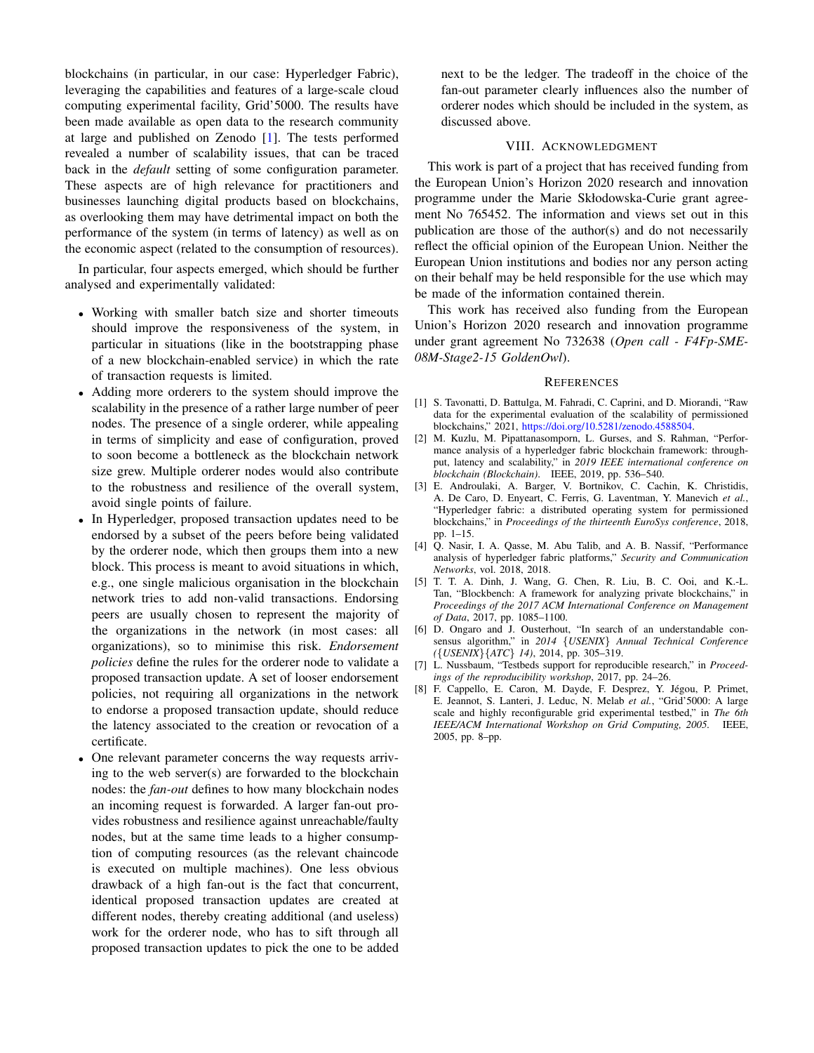blockchains (in particular, in our case: Hyperledger Fabric), leveraging the capabilities and features of a large-scale cloud computing experimental facility, Grid'5000. The results have been made available as open data to the research community at large and published on Zenodo [1]. The tests performed revealed a number of scalability issues, that can be traced back in the *default* setting of some configuration parameter. These aspects are of high relevance for practitioners and businesses launching digital products based on blockchains, as overlooking them may have detrimental impact on both the performance of the system (in terms of latency) as well as on the economic aspect (related to the consumption of resources).

In particular, four aspects emerged, which should be further analysed and experimentally validated:

- Working with smaller batch size and shorter timeouts should improve the responsiveness of the system, in particular in situations (like in the bootstrapping phase of a new blockchain-enabled service) in which the rate of transaction requests is limited.
- Adding more orderers to the system should improve the scalability in the presence of a rather large number of peer nodes. The presence of a single orderer, while appealing in terms of simplicity and ease of configuration, proved to soon become a bottleneck as the blockchain network size grew. Multiple orderer nodes would also contribute to the robustness and resilience of the overall system, avoid single points of failure.
- In Hyperledger, proposed transaction updates need to be endorsed by a subset of the peers before being validated by the orderer node, which then groups them into a new block. This process is meant to avoid situations in which, e.g., one single malicious organisation in the blockchain network tries to add non-valid transactions. Endorsing peers are usually chosen to represent the majority of the organizations in the network (in most cases: all organizations), so to minimise this risk. *Endorsement policies* define the rules for the orderer node to validate a proposed transaction update. A set of looser endorsement policies, not requiring all organizations in the network to endorse a proposed transaction update, should reduce the latency associated to the creation or revocation of a certificate.
- One relevant parameter concerns the way requests arriving to the web server(s) are forwarded to the blockchain nodes: the *fan-out* defines to how many blockchain nodes an incoming request is forwarded. A larger fan-out provides robustness and resilience against unreachable/faulty nodes, but at the same time leads to a higher consumption of computing resources (as the relevant chaincode is executed on multiple machines). One less obvious drawback of a high fan-out is the fact that concurrent, identical proposed transaction updates are created at different nodes, thereby creating additional (and useless) work for the orderer node, who has to sift through all proposed transaction updates to pick the one to be added next to be the ledger. The tradeoff in the choice of the fan-out parameter clearly influences also the number of orderer nodes which should be included in the system, as discussed above.

## VIII. Acknowledgment

This work is part of a project that has received funding from the European Union's Horizon 2020 research and innovation programme under the Marie Skłodowska-Curie grant agreement No 765452. The information and views set out in this publication are those of the author(s) and do not necessarily reflect the official opinion of the European Union. Neither the European Union institutions and bodies nor any person acting on their behalf may be held responsible for the use which may be made of the information contained therein.

This work has received also funding from the European Union's Horizon 2020 research and innovation programme under grant agreement No 732638 (*Open call - F4Fp-SME-08M-Stage2-15 GoldenOwl*).

## References

[1] S. Tavonatti, D. Battulga, M. Fahradi, C. Caprini, and D. Miorandi, "Raw data for the experimental evaluation of the scalability of permissioned blockchains," 2021, https://doi.org/10.5281/zenodo.4588504.

[2] M. Kuzlu, M. Pipattanasomporn, L. Gurses, and S. Rahman, "Performance analysis of a hyperledger fabric blockchain framework: throughput, latency and scalability," in *2019 IEEE international conference on blockchain (Blockchain)*. IEEE, 2019, pp. 536–540.

[3] E. Androulaki, A. Barger, V. Bortnikov, C. Cachin, K. Christidis, A. De Caro, D. Enyeart, C. Ferris, G. Laventman, Y. Manevich *et al.*, "Hyperledger fabric: a distributed operating system for permissioned blockchains," in *Proceedings of the thirteenth EuroSys conference*, 2018, pp. 1–15.

[4] Q. Nasir, I. A. Qasse, M. Abu Talib, and A. B. Nassif, "Performance analysis of hyperledger fabric platforms," *Security and Communication Networks*, vol. 2018, 2018.

[5] T. T. A. Dinh, J. Wang, G. Chen, R. Liu, B. C. Ooi, and K.-L. Tan, "Blockbench: A framework for analyzing private blockchains," in *Proceedings of the 2017 ACM International Conference on Management of Data*, 2017, pp. 1085–1100.

[6] D. Ongaro and J. Ousterhout, "In search of an understandable consensus algorithm," in *2014 {USENIX} Annual Technical Conference ({USENIX}{ATC} 14)*, 2014, pp. 305–319.

[7] L. Nussbaum, "Testbeds support for reproducible research," in *Proceedings of the reproducibility workshop*, 2017, pp. 24–26.

[8] F. Cappello, E. Caron, M. Dayde, F. Desprez, Y. Jégou, P. Primet, E. Jeannot, S. Lanteri, J. Leduc, N. Melab *et al.*, "Grid'5000: A large scale and highly reconfigurable grid experimental testbed," in *The 6th IEEE/ACM International Workshop on Grid Computing, 2005.* IEEE, 2005, pp. 8–pp.